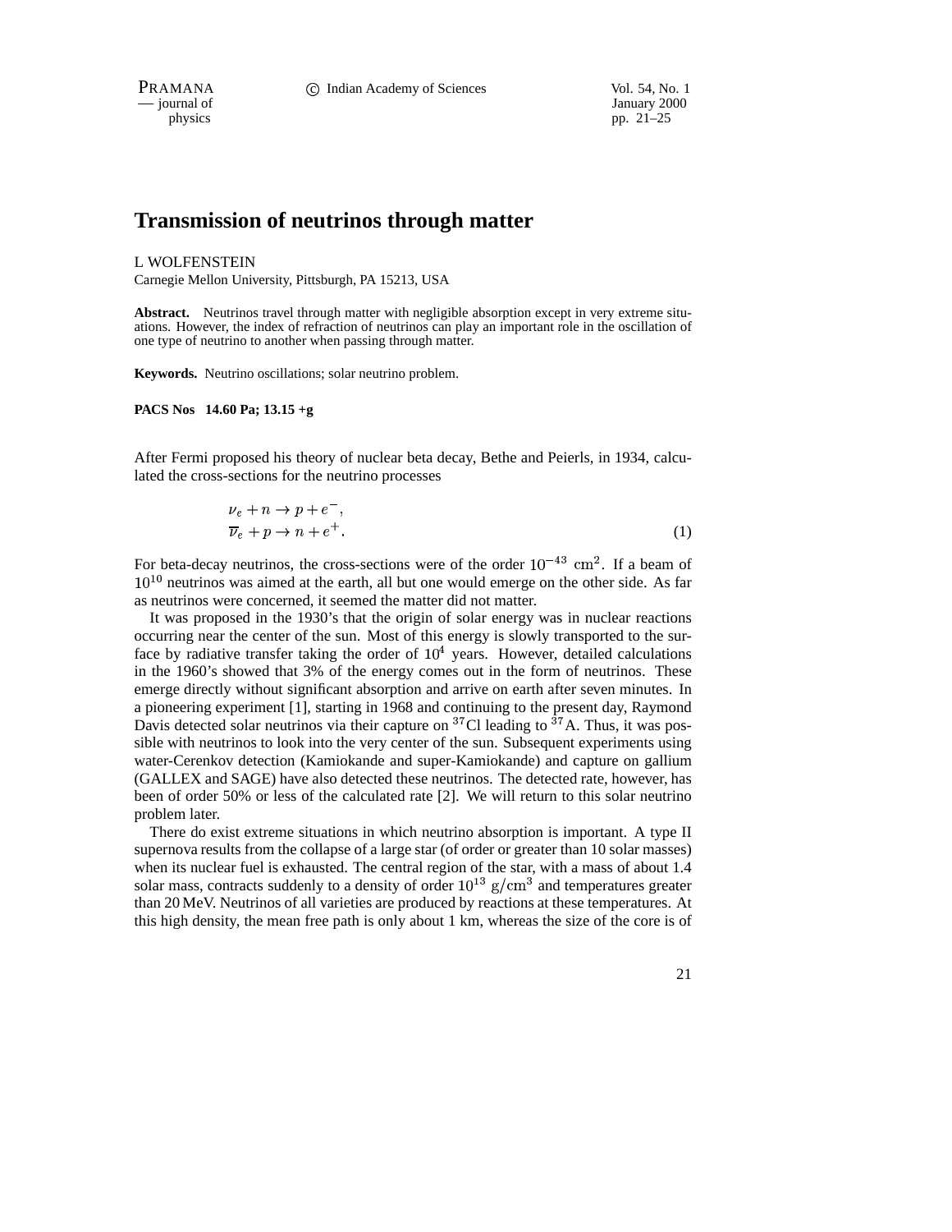# Transmission of neutrinos through matter

L WOLFENSTEIN

Carnegie Mellon University, Pittsburgh, PA 15213, USA

**Abstract.** Neutrinos travel through matter with negligible absorption except in very extreme situations. However, the index of refraction of neutrinos can play an important role in the oscillation of one type of neutrino to another when passing through matter.

**Keywords.** Neutrino oscillations; solar neutrino problem.

**PACS Nos 14.60 Pa; 13.15 +g**

After Fermi proposed his theory of nuclear beta decay, Bethe and Peierls, in 1934, calculated the cross-sections for the neutrino processes

$$\begin{aligned} &\nu_e + n \rightarrow p + e^-, \\ &\overline{\nu}_e + p \rightarrow n + e^+. \end{aligned} \tag{1}$$

For beta-decay neutrinos, the cross-sections were of the order $10^{-43}$ cm$^2$. If a beam of $10^{10}$ neutrinos was aimed at the earth, all but one would emerge on the other side. As far as neutrinos were concerned, it seemed the matter did not matter.

It was proposed in the 1930's that the origin of solar energy was in nuclear reactions occurring near the center of the sun. Most of this energy is slowly transported to the surface by radiative transfer taking the order of $10^4$ years. However, detailed calculations in the 1960's showed that 3% of the energy comes out in the form of neutrinos. These emerge directly without significant absorption and arrive on earth after seven minutes. In a pioneering experiment [1], starting in 1968 and continuing to the present day, Raymond Davis detected solar neutrinos via their capture on $^{37}$Cl leading to $^{37}$A. Thus, it was possible with neutrinos to look into the very center of the sun. Subsequent experiments using water-Cerenkov detection (Kamiokande and super-Kamiokande) and capture on gallium (GALLEX and SAGE) have also detected these neutrinos. The detected rate, however, has been of order 50% or less of the calculated rate [2]. We will return to this solar neutrino problem later.

There do exist extreme situations in which neutrino absorption is important. A type II supernova results from the collapse of a large star (of order or greater than 10 solar masses) when its nuclear fuel is exhausted. The central region of the star, with a mass of about 1.4 solar mass, contracts suddenly to a density of order $10^{13}$ g/cm$^3$ and temperatures greater than 20 MeV. Neutrinos of all varieties are produced by reactions at these temperatures. At this high density, the mean free path is only about 1 km, whereas the size of the core is of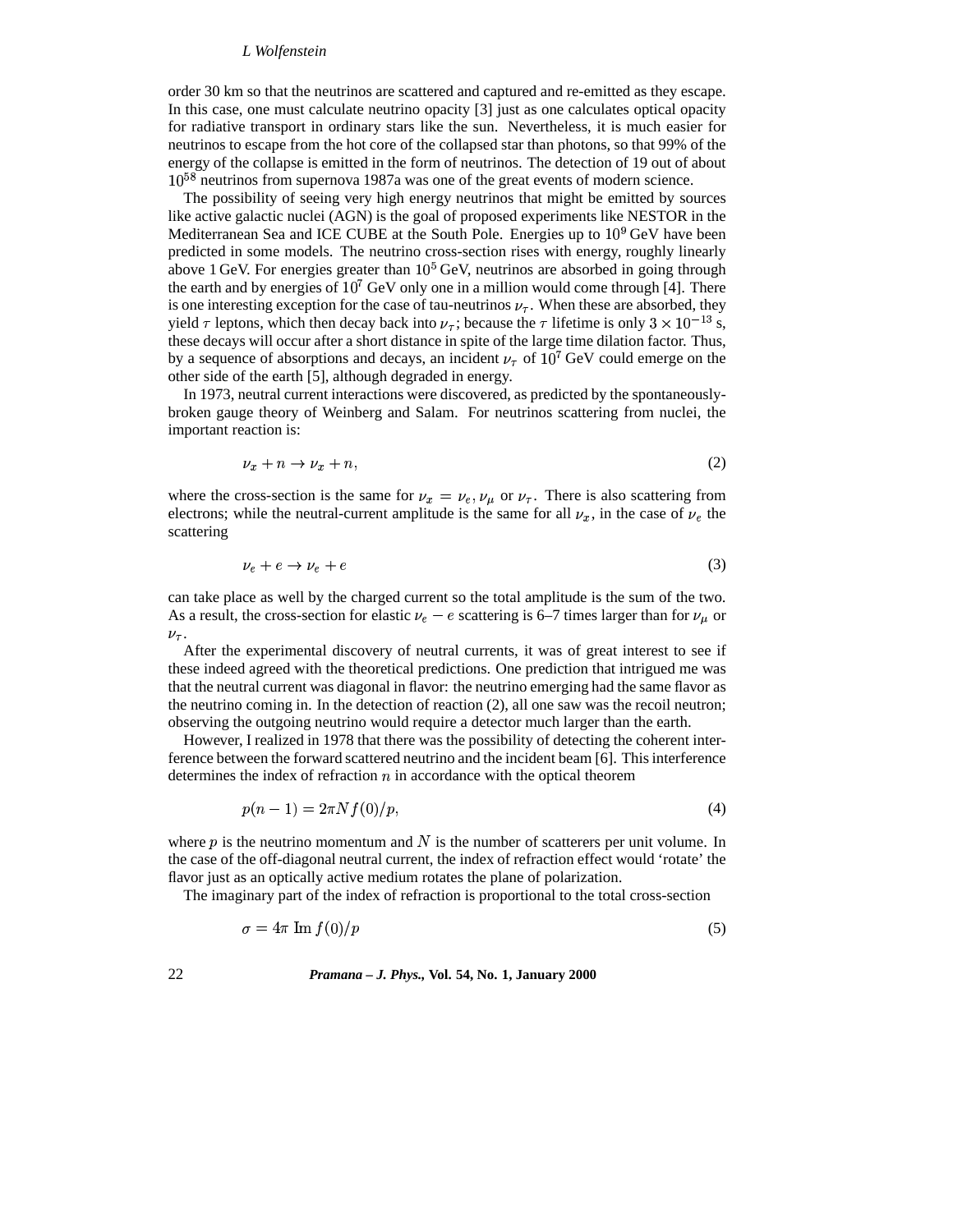order 30 km so that the neutrinos are scattered and captured and re-emitted as they escape. In this case, one must calculate neutrino opacity [3] just as one calculates optical opacity for radiative transport in ordinary stars like the sun. Nevertheless, it is much easier for neutrinos to escape from the hot core of the collapsed star than photons, so that 99% of the energy of the collapse is emitted in the form of neutrinos. The detection of 19 out of about $10^{58}$ neutrinos from supernova 1987a was one of the great events of modern science.

The possibility of seeing very high energy neutrinos that might be emitted by sources like active galactic nuclei (AGN) is the goal of proposed experiments like NESTOR in the Mediterranean Sea and ICE CUBE at the South Pole. Energies up to $10^9$ GeV have been predicted in some models. The neutrino cross-section rises with energy, roughly linearly above 1 GeV. For energies greater than $10^5$ GeV, neutrinos are absorbed in going through the earth and by energies of $10^7$ GeV only one in a million would come through [4]. There is one interesting exception for the case of tau-neutrinos $\nu_\tau$. When these are absorbed, they yield $\tau$ leptons, which then decay back into $\nu_\tau$; because the $\tau$ lifetime is only $3 \times 10^{-13}$ s, these decays will occur after a short distance in spite of the large time dilation factor. Thus, by a sequence of absorptions and decays, an incident $\nu_\tau$ of $10^7$ GeV could emerge on the other side of the earth [5], although degraded in energy.

In 1973, neutral current interactions were discovered, as predicted by the spontaneously-broken gauge theory of Weinberg and Salam. For neutrinos scattering from nuclei, the important reaction is:

$$\nu_x + n \to \nu_x + n, \tag{2}$$

where the cross-section is the same for $\nu_x = \nu_e, \nu_\mu$ or $\nu_\tau$. There is also scattering from electrons; while the neutral-current amplitude is the same for all $\nu_x$, in the case of $\nu_e$ the scattering

$$\nu_e + e \to \nu_e + e \tag{3}$$

can take place as well by the charged current so the total amplitude is the sum of the two. As a result, the cross-section for elastic $\nu_e - e$ scattering is 6–7 times larger than for $\nu_\mu$ or $\nu_\tau$.

After the experimental discovery of neutral currents, it was of great interest to see if these indeed agreed with the theoretical predictions. One prediction that intrigued me was that the neutral current was diagonal in flavor: the neutrino emerging had the same flavor as the neutrino coming in. In the detection of reaction (2), all one saw was the recoil neutron; observing the outgoing neutrino would require a detector much larger than the earth.

However, I realized in 1978 that there was the possibility of detecting the coherent interference between the forward scattered neutrino and the incident beam [6]. This interference determines the index of refraction $n$ in accordance with the optical theorem

$$p(n-1) = 2\pi N f(0)/p, \tag{4}$$

where $p$ is the neutrino momentum and $N$ is the number of scatterers per unit volume. In the case of the off-diagonal neutral current, the index of refraction effect would 'rotate' the flavor just as an optically active medium rotates the plane of polarization.

The imaginary part of the index of refraction is proportional to the total cross-section

$$\sigma = 4\pi \ \mathrm{Im}\, f(0)/p \tag{5}$$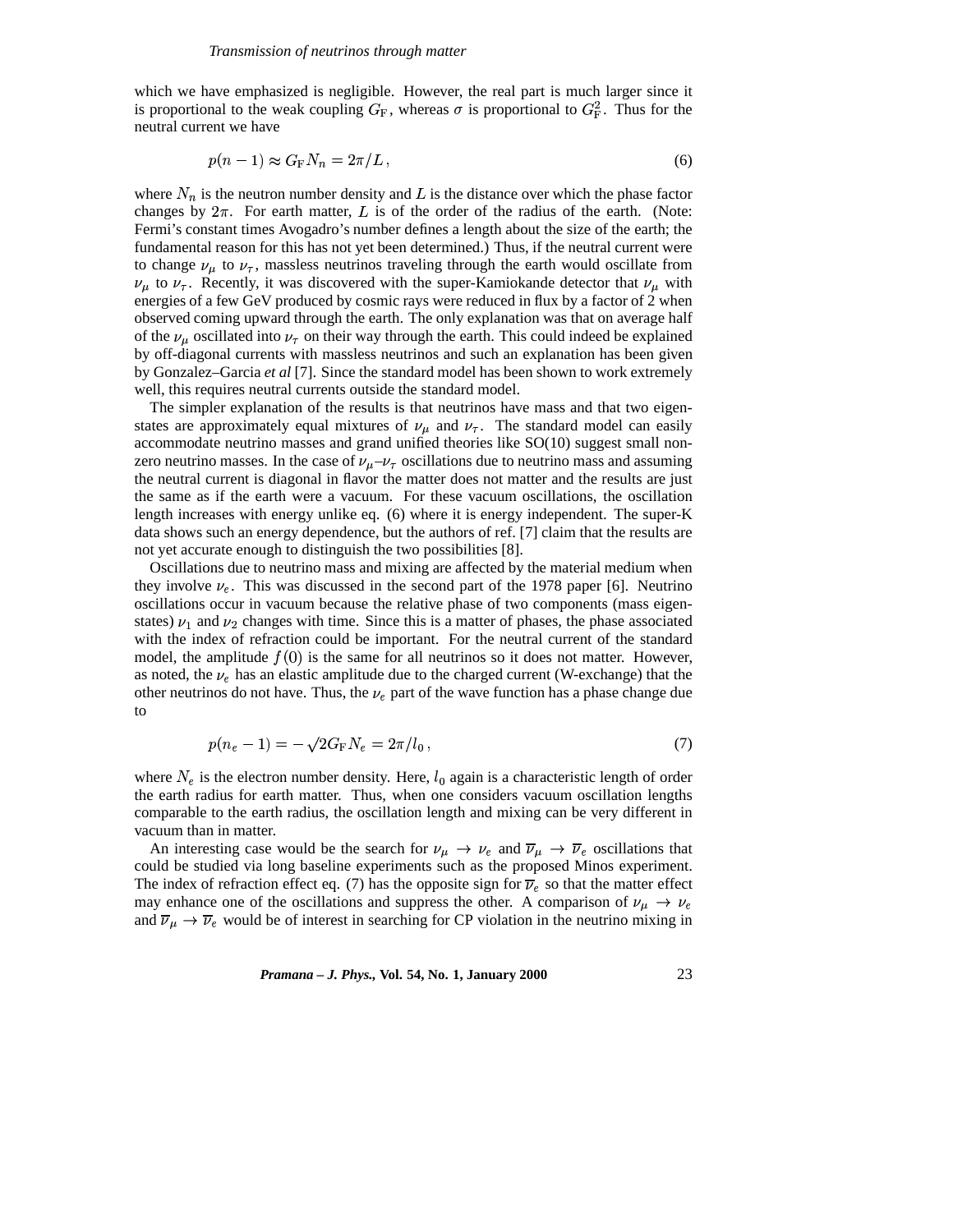which we have emphasized is negligible. However, the real part is much larger since it is proportional to the weak coupling $G_{\rm F}$, whereas $\sigma$ is proportional to $G_{\rm F}^2$. Thus for the neutral current we have

$$p(n-1) \approx G_{\rm F} N_n = 2\pi/L\,, \tag{6}$$

where $N_n$ is the neutron number density and $L$ is the distance over which the phase factor changes by $2\pi$. For earth matter, $L$ is of the order of the radius of the earth. (Note: Fermi's constant times Avogadro's number defines a length about the size of the earth; the fundamental reason for this has not yet been determined.) Thus, if the neutral current were to change $\nu_\mu$ to $\nu_\tau$, massless neutrinos traveling through the earth would oscillate from $\nu_\mu$ to $\nu_\tau$. Recently, it was discovered with the super-Kamiokande detector that $\nu_\mu$ with energies of a few GeV produced by cosmic rays were reduced in flux by a factor of 2 when observed coming upward through the earth. The only explanation was that on average half of the $\nu_\mu$ oscillated into $\nu_\tau$ on their way through the earth. This could indeed be explained by off-diagonal currents with massless neutrinos and such an explanation has been given by Gonzalez–Garcia *et al* [7]. Since the standard model has been shown to work extremely well, this requires neutral currents outside the standard model.

The simpler explanation of the results is that neutrinos have mass and that two eigenstates are approximately equal mixtures of $\nu_\mu$ and $\nu_\tau$. The standard model can easily accommodate neutrino masses and grand unified theories like SO(10) suggest small non-zero neutrino masses. In the case of $\nu_\mu$–$\nu_\tau$ oscillations due to neutrino mass and assuming the neutral current is diagonal in flavor the matter does not matter and the results are just the same as if the earth were a vacuum. For these vacuum oscillations, the oscillation length increases with energy unlike eq. (6) where it is energy independent. The super-K data shows such an energy dependence, but the authors of ref. [7] claim that the results are not yet accurate enough to distinguish the two possibilities [8].

Oscillations due to neutrino mass and mixing are affected by the material medium when they involve $\nu_e$. This was discussed in the second part of the 1978 paper [6]. Neutrino oscillations occur in vacuum because the relative phase of two components (mass eigenstates) $\nu_1$ and $\nu_2$ changes with time. Since this is a matter of phases, the phase associated with the index of refraction could be important. For the neutral current of the standard model, the amplitude $f(0)$ is the same for all neutrinos so it does not matter. However, as noted, the $\nu_e$ has an elastic amplitude due to the charged current (W-exchange) that the other neutrinos do not have. Thus, the $\nu_e$ part of the wave function has a phase change due to

$$p(n_e - 1) = -\sqrt{2} G_{\rm F} N_e = 2\pi/l_0\,, \tag{7}$$

where $N_e$ is the electron number density. Here, $l_0$ again is a characteristic length of order the earth radius for earth matter. Thus, when one considers vacuum oscillation lengths comparable to the earth radius, the oscillation length and mixing can be very different in vacuum than in matter.

An interesting case would be the search for $\nu_\mu \to \nu_e$ and $\overline{\nu}_\mu \to \overline{\nu}_e$ oscillations that could be studied via long baseline experiments such as the proposed Minos experiment. The index of refraction effect eq. (7) has the opposite sign for $\overline{\nu}_e$ so that the matter effect may enhance one of the oscillations and suppress the other. A comparison of $\nu_\mu \to \nu_e$ and $\overline{\nu}_\mu \to \overline{\nu}_e$ would be of interest in searching for CP violation in the neutrino mixing in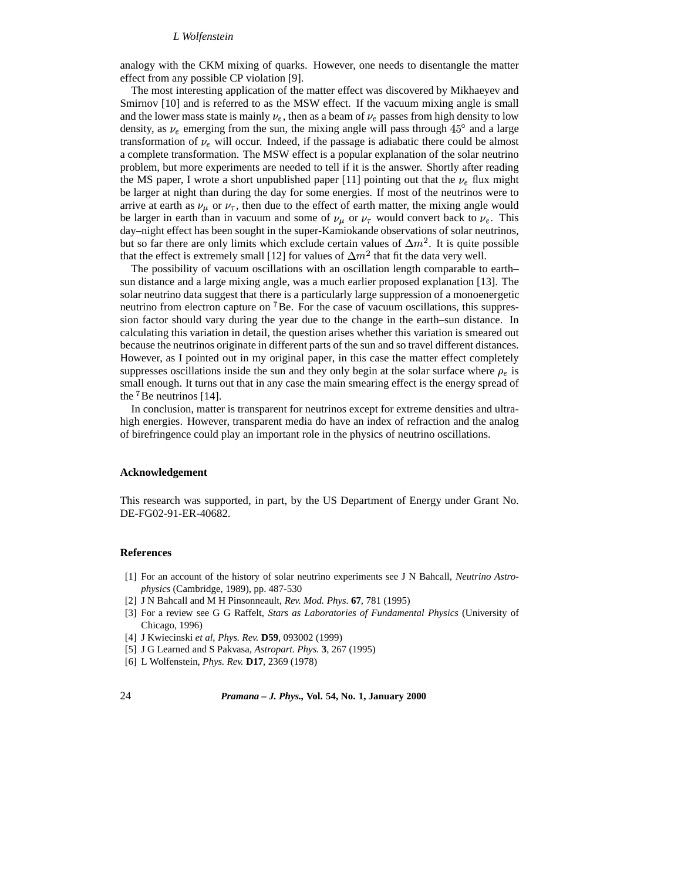analogy with the CKM mixing of quarks. However, one needs to disentangle the matter effect from any possible CP violation [9].

The most interesting application of the matter effect was discovered by Mikhaeyev and Smirnov [10] and is referred to as the MSW effect. If the vacuum mixing angle is small and the lower mass state is mainly $\nu_e$, then as a beam of $\nu_e$ passes from high density to low density, as $\nu_e$ emerging from the sun, the mixing angle will pass through $45^\circ$ and a large transformation of $\nu_e$ will occur. Indeed, if the passage is adiabatic there could be almost a complete transformation. The MSW effect is a popular explanation of the solar neutrino problem, but more experiments are needed to tell if it is the answer. Shortly after reading the MS paper, I wrote a short unpublished paper [11] pointing out that the $\nu_e$ flux might be larger at night than during the day for some energies. If most of the neutrinos were to arrive at earth as $\nu_\mu$ or $\nu_\tau$, then due to the effect of earth matter, the mixing angle would be larger in earth than in vacuum and some of $\nu_\mu$ or $\nu_\tau$ would convert back to $\nu_e$. This day–night effect has been sought in the super-Kamiokande observations of solar neutrinos, but so far there are only limits which exclude certain values of $\Delta m^2$. It is quite possible that the effect is extremely small [12] for values of $\Delta m^2$ that fit the data very well.

The possibility of vacuum oscillations with an oscillation length comparable to earth–sun distance and a large mixing angle, was a much earlier proposed explanation [13]. The solar neutrino data suggest that there is a particularly large suppression of a monoenergetic neutrino from electron capture on $^7$Be. For the case of vacuum oscillations, this suppression factor should vary during the year due to the change in the earth–sun distance. In calculating this variation in detail, the question arises whether this variation is smeared out because the neutrinos originate in different parts of the sun and so travel different distances. However, as I pointed out in my original paper, in this case the matter effect completely suppresses oscillations inside the sun and they only begin at the solar surface where $\rho_e$ is small enough. It turns out that in any case the main smearing effect is the energy spread of the $^7$Be neutrinos [14].

In conclusion, matter is transparent for neutrinos except for extreme densities and ultra-high energies. However, transparent media do have an index of refraction and the analog of birefringence could play an important role in the physics of neutrino oscillations.

## Acknowledgement

This research was supported, in part, by the US Department of Energy under Grant No. DE-FG02-91-ER-40682.

## References

[1] For an account of the history of solar neutrino experiments see J N Bahcall, *Neutrino Astrophysics* (Cambridge, 1989), pp. 487-530

[2] J N Bahcall and M H Pinsonneault, *Rev. Mod. Phys.* **67**, 781 (1995)

[3] For a review see G G Raffelt, *Stars as Laboratories of Fundamental Physics* (University of Chicago, 1996)

[4] J Kwiecinski *et al*, *Phys. Rev.* **D59**, 093002 (1999)

[5] J G Learned and S Pakvasa, *Astropart. Phys.* **3**, 267 (1995)

[6] L Wolfenstein, *Phys. Rev.* **D17**, 2369 (1978)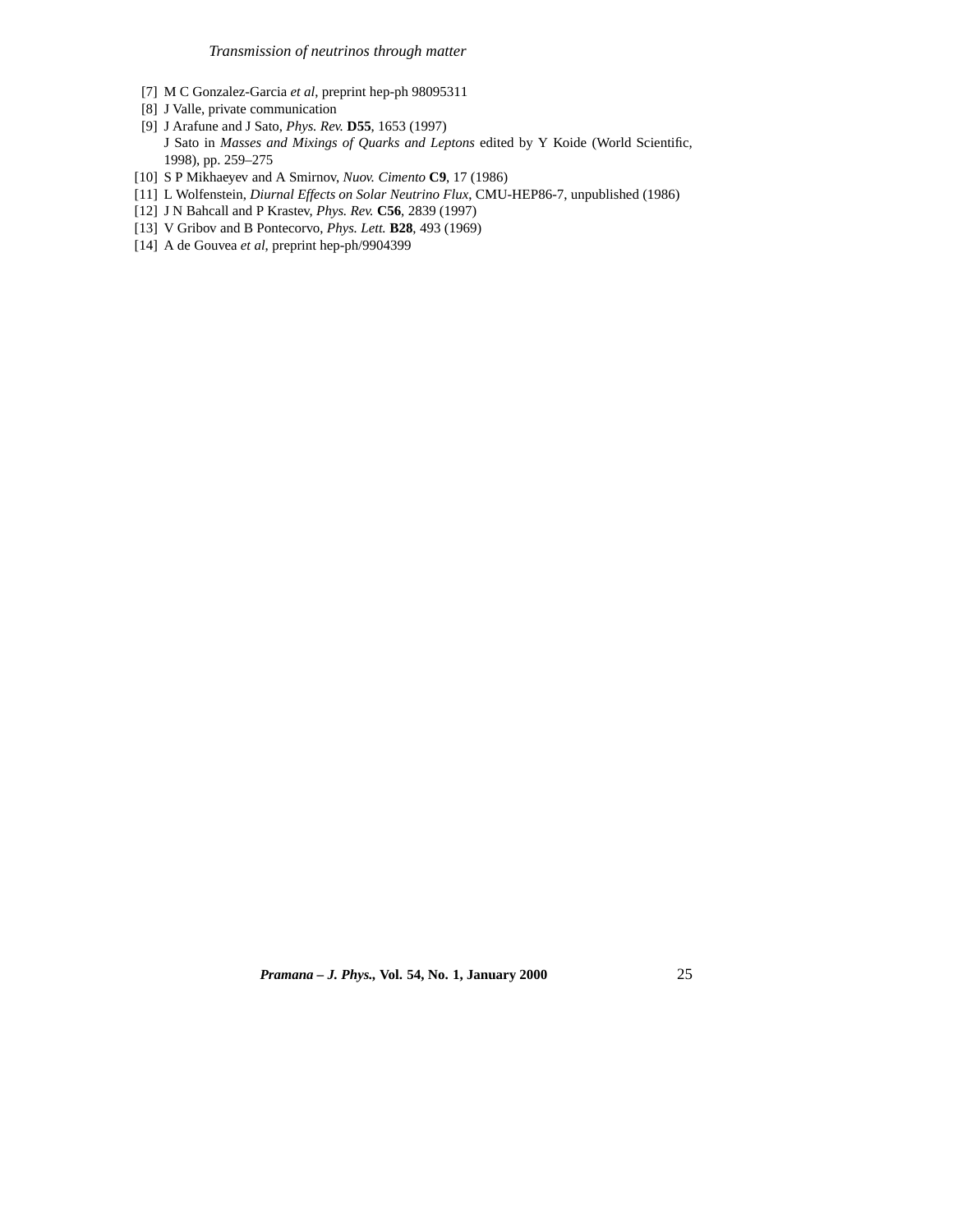[7] M C Gonzalez-Garcia *et al*, preprint hep-ph 98095311

[8] J Valle, private communication

[9] J Arafune and J Sato, *Phys. Rev.* **D55**, 1653 (1997)
J Sato in *Masses and Mixings of Quarks and Leptons* edited by Y Koide (World Scientific, 1998), pp. 259–275

[10] S P Mikhaeyev and A Smirnov, *Nuov. Cimento* **C9**, 17 (1986)

[11] L Wolfenstein, *Diurnal Effects on Solar Neutrino Flux*, CMU-HEP86-7, unpublished (1986)

[12] J N Bahcall and P Krastev, *Phys. Rev.* **C56**, 2839 (1997)

[13] V Gribov and B Pontecorvo, *Phys. Lett.* **B28**, 493 (1969)

[14] A de Gouvea *et al*, preprint hep-ph/9904399